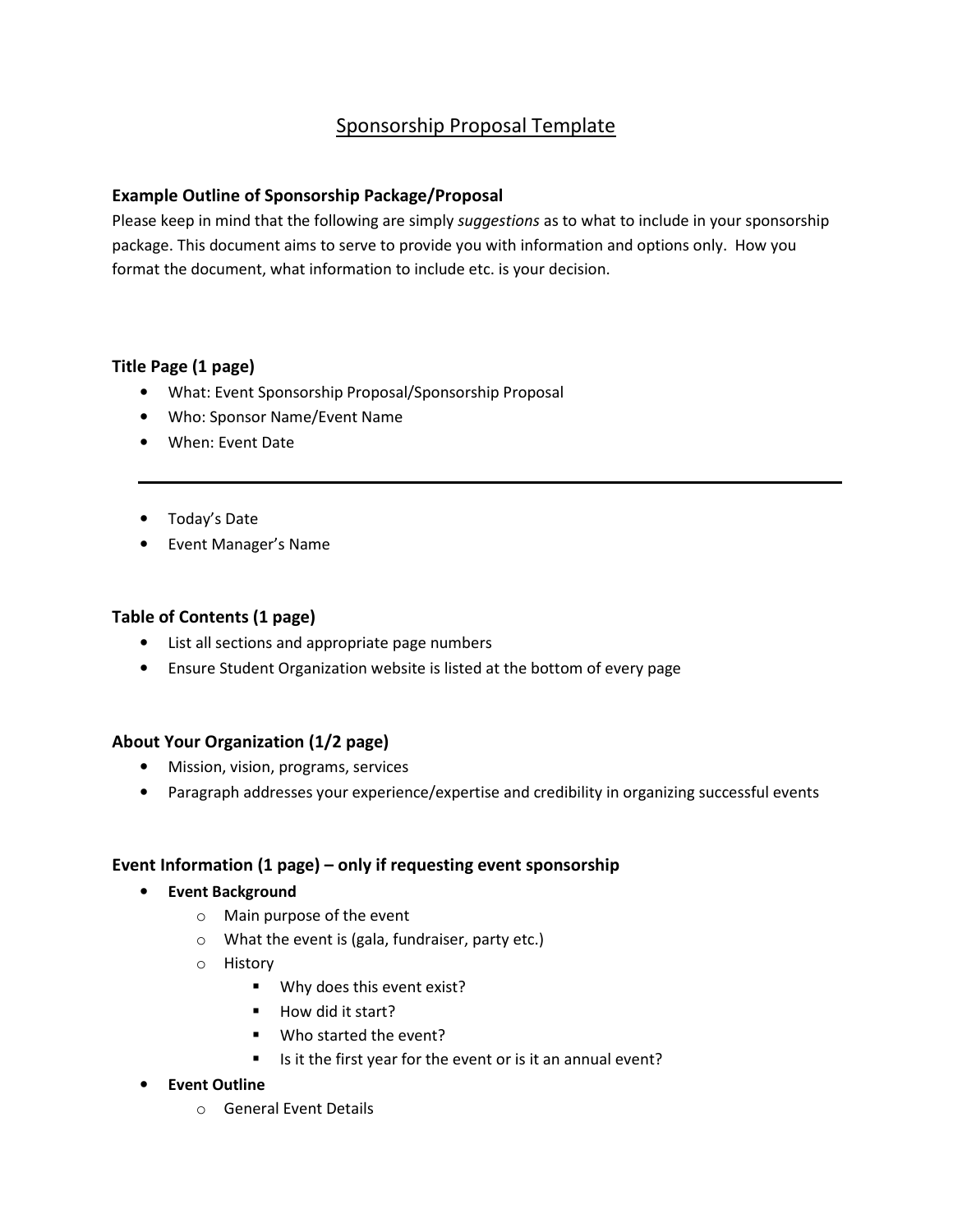# Sponsorship Proposal Template

## Example Outline of Sponsorship Package/Proposal

Please keep in mind that the following are simply *suggestions* as to what to include in your sponsorship package. This document aims to serve to provide you with information and options only. How you format the document, what information to include etc. is your decision.

### Title Page (1 page)

- What: Event Sponsorship Proposal/Sponsorship Proposal
- Who: Sponsor Name/Event Name
- When: Event Date

---

- Today's Date
- Event Manager's Name

### Table of Contents (1 page)

- List all sections and appropriate page numbers
- Ensure Student Organization website is listed at the bottom of every page

### About Your Organization (1/2 page)

- Mission, vision, programs, services
- Paragraph addresses your experience/expertise and credibility in organizing successful events

### Event Information (1 page) – only if requesting event sponsorship

- **Event Background**
  - Main purpose of the event
  - What the event is (gala, fundraiser, party etc.)
  - History
    - Why does this event exist?
    - How did it start?
    - Who started the event?
    - Is it the first year for the event or is it an annual event?
- **Event Outline**
  - General Event Details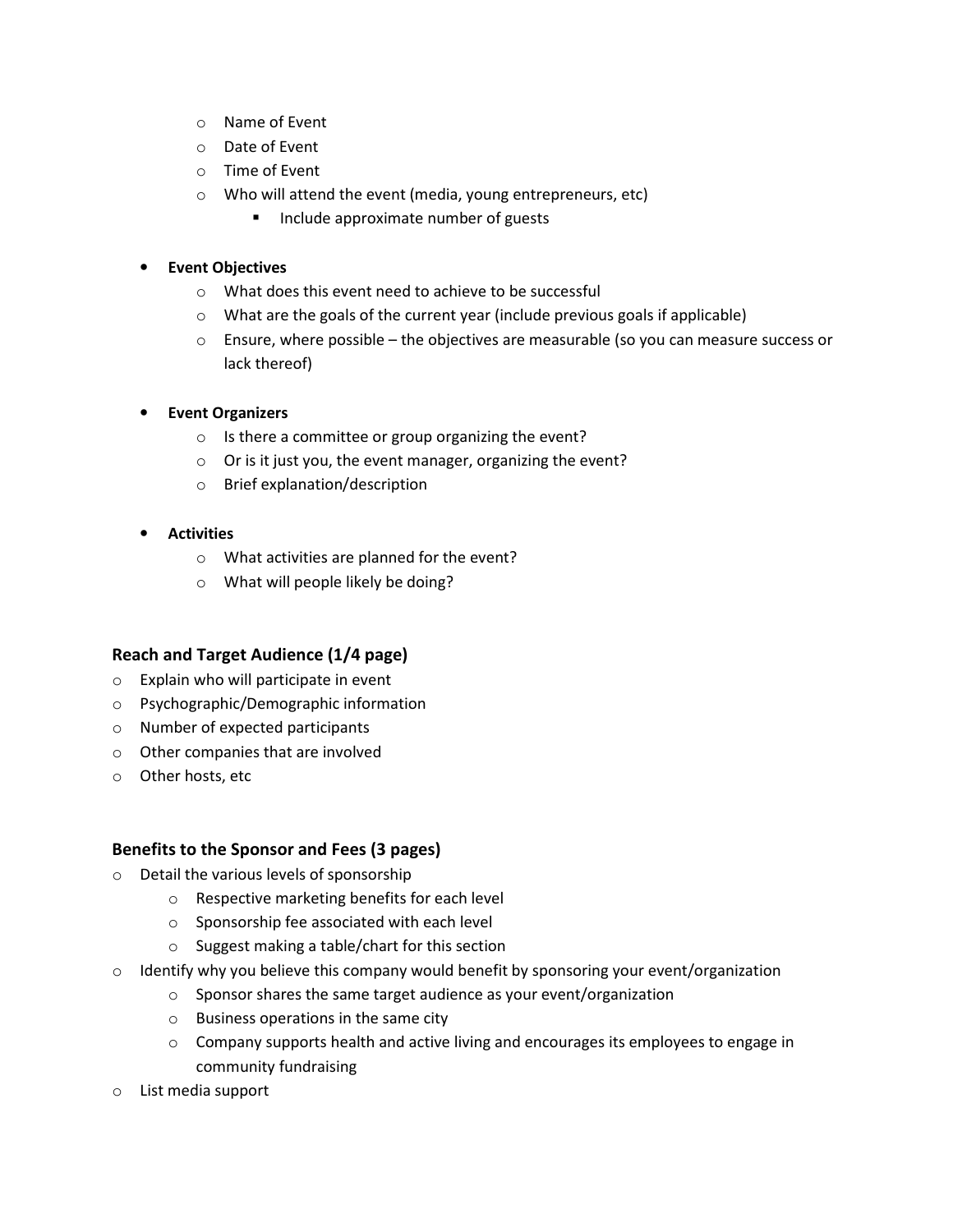- Name of Event
  - Date of Event
  - Time of Event
  - Who will attend the event (media, young entrepreneurs, etc)
    - Include approximate number of guests

- **Event Objectives**
  - What does this event need to achieve to be successful
  - What are the goals of the current year (include previous goals if applicable)
  - Ensure, where possible – the objectives are measurable (so you can measure success or lack thereof)

- **Event Organizers**
  - Is there a committee or group organizing the event?
  - Or is it just you, the event manager, organizing the event?
  - Brief explanation/description

- **Activities**
  - What activities are planned for the event?
  - What will people likely be doing?

### Reach and Target Audience (1/4 page)

- Explain who will participate in event
- Psychographic/Demographic information
- Number of expected participants
- Other companies that are involved
- Other hosts, etc

### Benefits to the Sponsor and Fees (3 pages)

- Detail the various levels of sponsorship
  - Respective marketing benefits for each level
  - Sponsorship fee associated with each level
  - Suggest making a table/chart for this section
- Identify why you believe this company would benefit by sponsoring your event/organization
  - Sponsor shares the same target audience as your event/organization
  - Business operations in the same city
  - Company supports health and active living and encourages its employees to engage in community fundraising
- List media support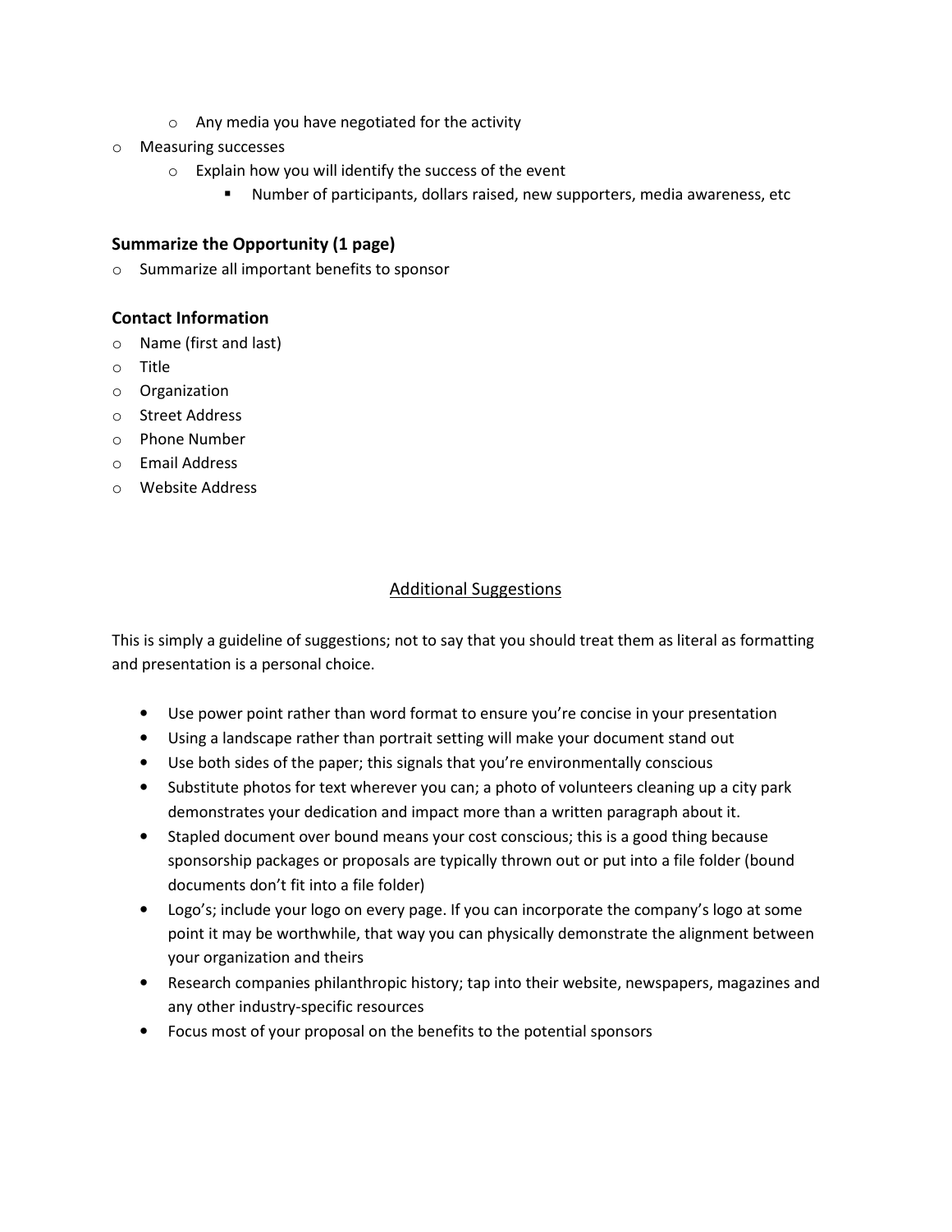- Any media you have negotiated for the activity
- Measuring successes
  - Explain how you will identify the success of the event
    - Number of participants, dollars raised, new supporters, media awareness, etc

### Summarize the Opportunity (1 page)

- Summarize all important benefits to sponsor

### Contact Information

- Name (first and last)
- Title
- Organization
- Street Address
- Phone Number
- Email Address
- Website Address

## Additional Suggestions

This is simply a guideline of suggestions; not to say that you should treat them as literal as formatting and presentation is a personal choice.

- Use power point rather than word format to ensure you're concise in your presentation
- Using a landscape rather than portrait setting will make your document stand out
- Use both sides of the paper; this signals that you're environmentally conscious
- Substitute photos for text wherever you can; a photo of volunteers cleaning up a city park demonstrates your dedication and impact more than a written paragraph about it.
- Stapled document over bound means your cost conscious; this is a good thing because sponsorship packages or proposals are typically thrown out or put into a file folder (bound documents don't fit into a file folder)
- Logo's; include your logo on every page. If you can incorporate the company's logo at some point it may be worthwhile, that way you can physically demonstrate the alignment between your organization and theirs
- Research companies philanthropic history; tap into their website, newspapers, magazines and any other industry-specific resources
- Focus most of your proposal on the benefits to the potential sponsors